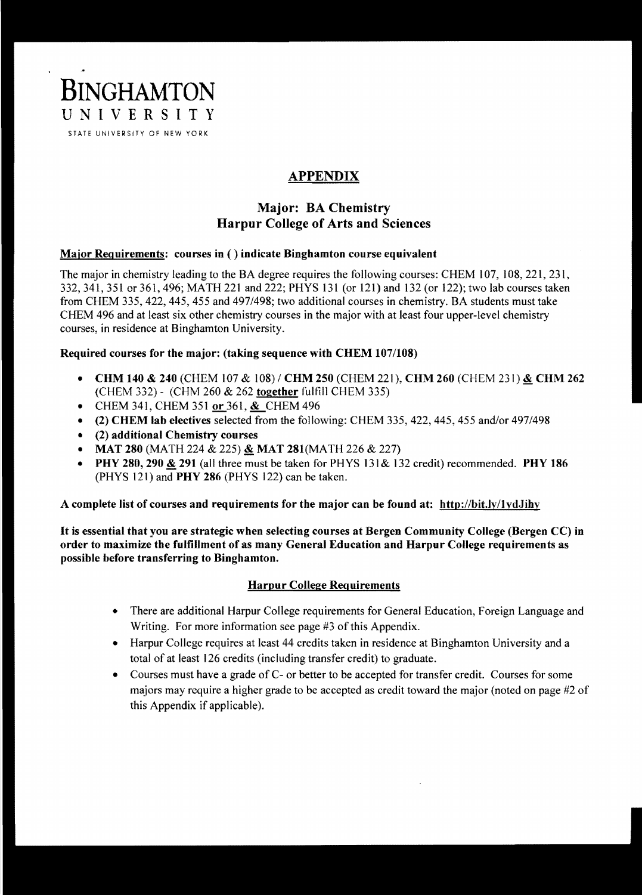# BINGHAMTON UNIVERSITY

STATE UNIVERSITY OF NEW YORK

## APPENDIX

### Major: BA Chemistry
### Harpur College of Arts and Sciences

**Major Requirements: courses in ( ) indicate Binghamton course equivalent**

The major in chemistry leading to the BA degree requires the following courses: CHEM 107, 108, 221, 231, 332, 341, 351 or 361, 496; MATH 221 and 222; PHYS 131 (or 121) and 132 (or 122); two lab courses taken from CHEM 335, 422, 445, 455 and 497/498; two additional courses in chemistry. BA students must take CHEM 496 and at least six other chemistry courses in the major with at least four upper-level chemistry courses, in residence at Binghamton University.

**Required courses for the major: (taking sequence with CHEM 107/108)**

- **CHM 140 & 240** (CHEM 107 & 108) / **CHM 250** (CHEM 221), **CHM 260** (CHEM 231) **&** **CHM 262** (CHEM 332) - (CHM 260 & 262 **together** fulfill CHEM 335)
- CHEM 341, CHEM 351 **or** 361, **&** CHEM 496
- **(2) CHEM lab electives** selected from the following: CHEM 335, 422, 445, 455 and/or 497/498
- **(2) additional Chemistry courses**
- **MAT 280** (MATH 224 & 225) **&** **MAT 281**(MATH 226 & 227)
- **PHY 280, 290 & 291** (all three must be taken for PHYS 131& 132 credit) recommended. **PHY 186** (PHYS 121) and **PHY 286** (PHYS 122) can be taken.

**A complete list of courses and requirements for the major can be found at: http://bit.ly/1ydJihy**

**It is essential that you are strategic when selecting courses at Bergen Community College (Bergen CC) in order to maximize the fulfillment of as many General Education and Harpur College requirements as possible before transferring to Binghamton.**

#### Harpur College Requirements

- There are additional Harpur College requirements for General Education, Foreign Language and Writing. For more information see page #3 of this Appendix.
- Harpur College requires at least 44 credits taken in residence at Binghamton University and a total of at least 126 credits (including transfer credit) to graduate.
- Courses must have a grade of C- or better to be accepted for transfer credit. Courses for some majors may require a higher grade to be accepted as credit toward the major (noted on page #2 of this Appendix if applicable).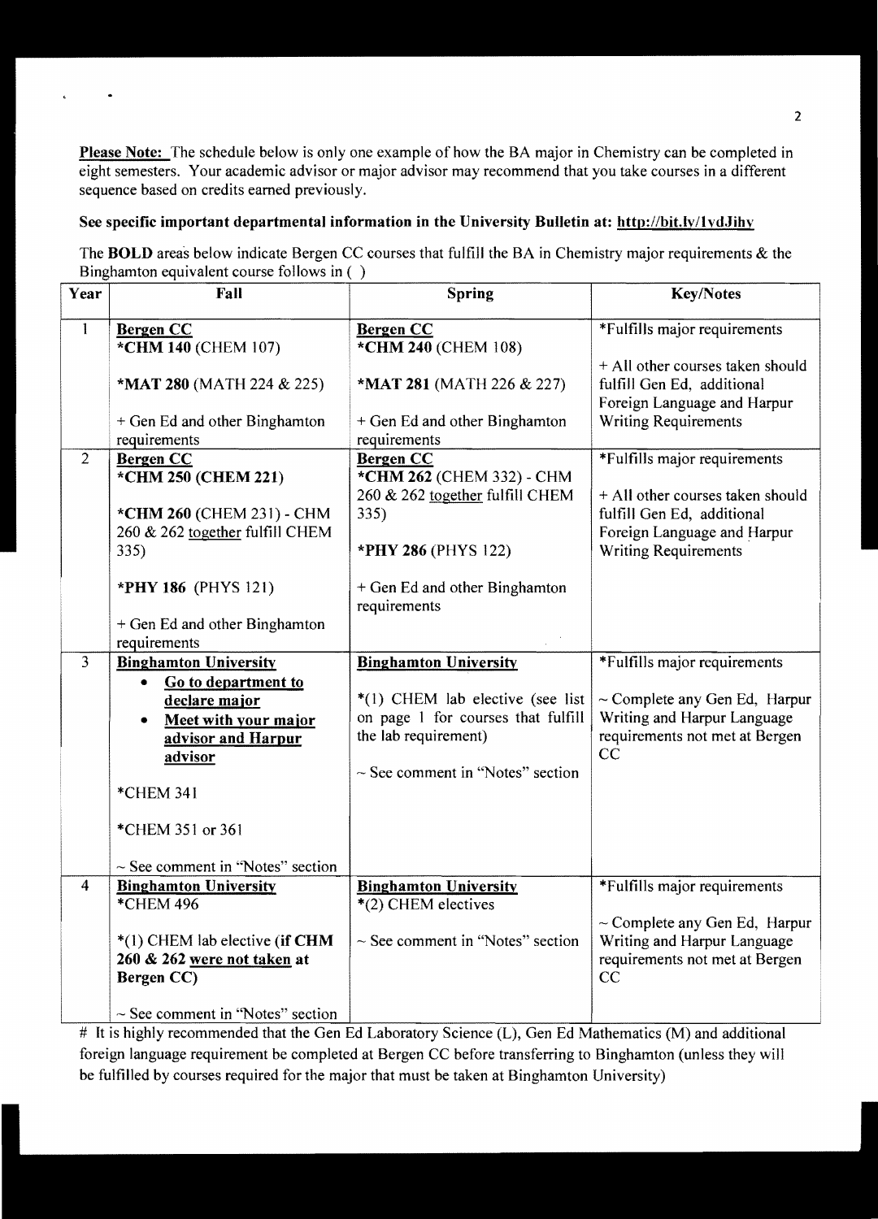**Please Note:** The schedule below is only one example of how the BA major in Chemistry can be completed in eight semesters. Your academic advisor or major advisor may recommend that you take courses in a different sequence based on credits earned previously.

**See specific important departmental information in the University Bulletin at: http://bit.ly/1ydJihy**

The **BOLD** areas below indicate Bergen CC courses that fulfill the BA in Chemistry major requirements & the Binghamton equivalent course follows in ( )

| Year | Fall | Spring | Key/Notes |
|---|---|---|---|
| 1 | **Bergen CC**<br>***CHM 140** (CHEM 107)<br><br>***MAT 280** (MATH 224 & 225)<br><br>+ Gen Ed and other Binghamton requirements | **Bergen CC**<br>***CHM 240** (CHEM 108)<br><br>***MAT 281** (MATH 226 & 227)<br><br>+ Gen Ed and other Binghamton requirements | *Fulfills major requirements<br><br>+ All other courses taken should fulfill Gen Ed, additional Foreign Language and Harpur Writing Requirements |
| 2 | **Bergen CC**<br>***CHM 250 (CHEM 221)**<br><br>***CHM 260** (CHEM 231) - CHM 260 & 262 together fulfill CHEM 335)<br><br>***PHY 186** (PHYS 121)<br><br>+ Gen Ed and other Binghamton requirements | **Bergen CC**<br>***CHM 262** (CHEM 332) - CHM 260 & 262 together fulfill CHEM 335)<br><br>***PHY 286** (PHYS 122)<br><br>+ Gen Ed and other Binghamton requirements | *Fulfills major requirements<br><br>+ All other courses taken should fulfill Gen Ed, additional Foreign Language and Harpur Writing Requirements |
| 3 | **Binghamton University**<br>• **Go to department to declare major**<br>• **Meet with your major advisor and Harpur advisor**<br><br>*CHEM 341<br><br>*CHEM 351 or 361<br><br>~ See comment in "Notes" section | **Binghamton University**<br><br>*(1) CHEM lab elective (see list on page 1 for courses that fulfill the lab requirement)<br><br>~ See comment in "Notes" section | *Fulfills major requirements<br><br>~ Complete any Gen Ed, Harpur Writing and Harpur Language requirements not met at Bergen CC |
| 4 | **Binghamton University**<br>*CHEM 496<br><br>*(1) CHEM lab elective **(if CHM 260 & 262 were not taken at Bergen CC)**<br><br>~ See comment in "Notes" section | **Binghamton University**<br>*(2) CHEM electives<br><br>~ See comment in "Notes" section | *Fulfills major requirements<br><br>~ Complete any Gen Ed, Harpur Writing and Harpur Language requirements not met at Bergen CC |

# It is highly recommended that the Gen Ed Laboratory Science (L), Gen Ed Mathematics (M) and additional foreign language requirement be completed at Bergen CC before transferring to Binghamton (unless they will be fulfilled by courses required for the major that must be taken at Binghamton University)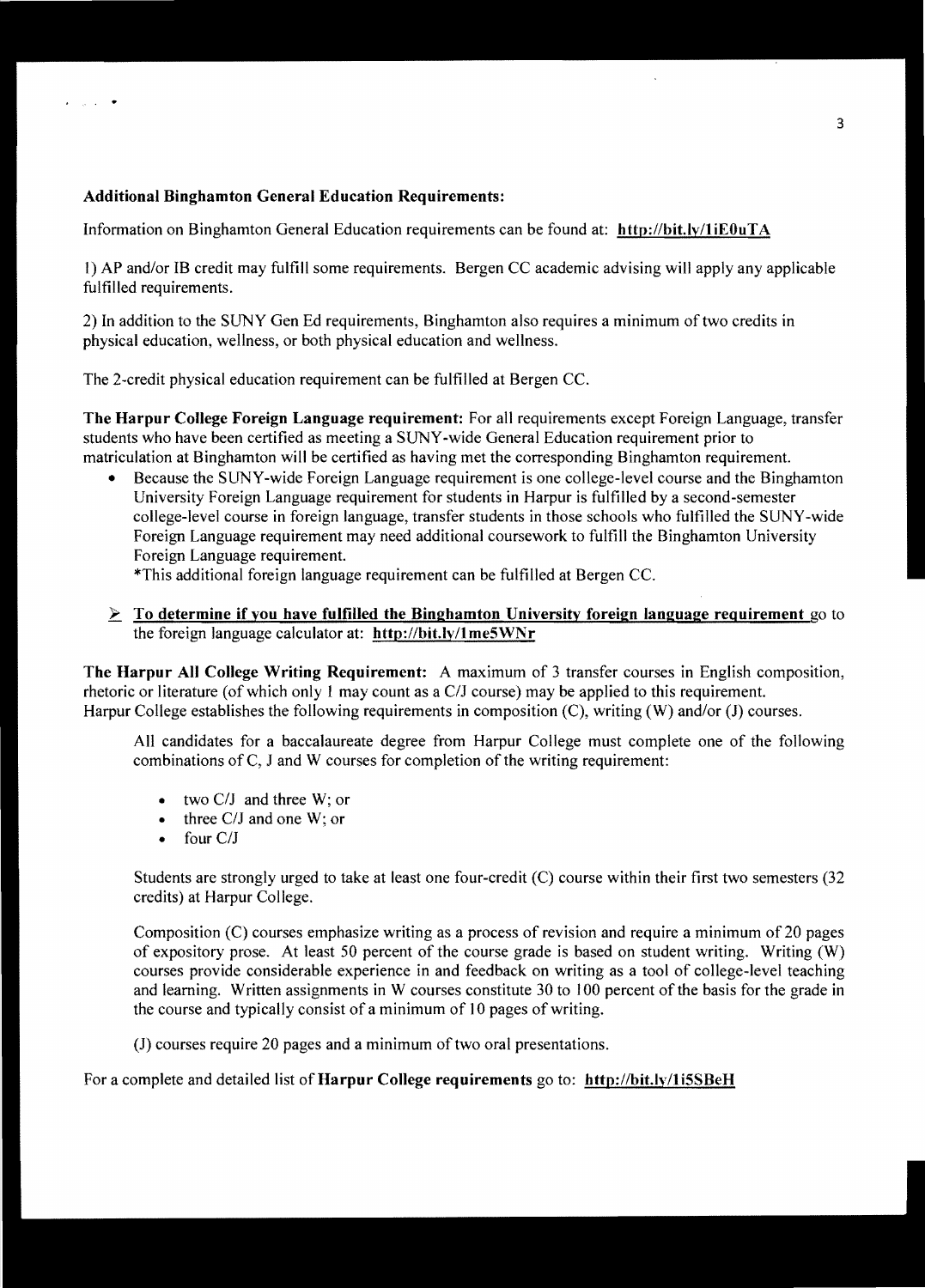**Additional Binghamton General Education Requirements:**

Information on Binghamton General Education requirements can be found at: **http://bit.ly/1iE0uTA**

1) AP and/or IB credit may fulfill some requirements. Bergen CC academic advising will apply any applicable fulfilled requirements.

2) In addition to the SUNY Gen Ed requirements, Binghamton also requires a minimum of two credits in physical education, wellness, or both physical education and wellness.

The 2-credit physical education requirement can be fulfilled at Bergen CC.

**The Harpur College Foreign Language requirement:** For all requirements except Foreign Language, transfer students who have been certified as meeting a SUNY-wide General Education requirement prior to matriculation at Binghamton will be certified as having met the corresponding Binghamton requirement.

- Because the SUNY-wide Foreign Language requirement is one college-level course and the Binghamton University Foreign Language requirement for students in Harpur is fulfilled by a second-semester college-level course in foreign language, transfer students in those schools who fulfilled the SUNY-wide Foreign Language requirement may need additional coursework to fulfill the Binghamton University Foreign Language requirement.
  *This additional foreign language requirement can be fulfilled at Bergen CC.

➢ **To determine if you have fulfilled the Binghamton University foreign language requirement** go to the foreign language calculator at: **http://bit.ly/1me5WNr**

**The Harpur All College Writing Requirement:** A maximum of 3 transfer courses in English composition, rhetoric or literature (of which only 1 may count as a C/J course) may be applied to this requirement. Harpur College establishes the following requirements in composition (C), writing (W) and/or (J) courses.

All candidates for a baccalaureate degree from Harpur College must complete one of the following combinations of C, J and W courses for completion of the writing requirement:

- two C/J and three W; or
- three C/J and one W; or
- four C/J

Students are strongly urged to take at least one four-credit (C) course within their first two semesters (32 credits) at Harpur College.

Composition (C) courses emphasize writing as a process of revision and require a minimum of 20 pages of expository prose. At least 50 percent of the course grade is based on student writing. Writing (W) courses provide considerable experience in and feedback on writing as a tool of college-level teaching and learning. Written assignments in W courses constitute 30 to 100 percent of the basis for the grade in the course and typically consist of a minimum of 10 pages of writing.

(J) courses require 20 pages and a minimum of two oral presentations.

For a complete and detailed list of **Harpur College requirements** go to: **http://bit.ly/1i5SBeH**